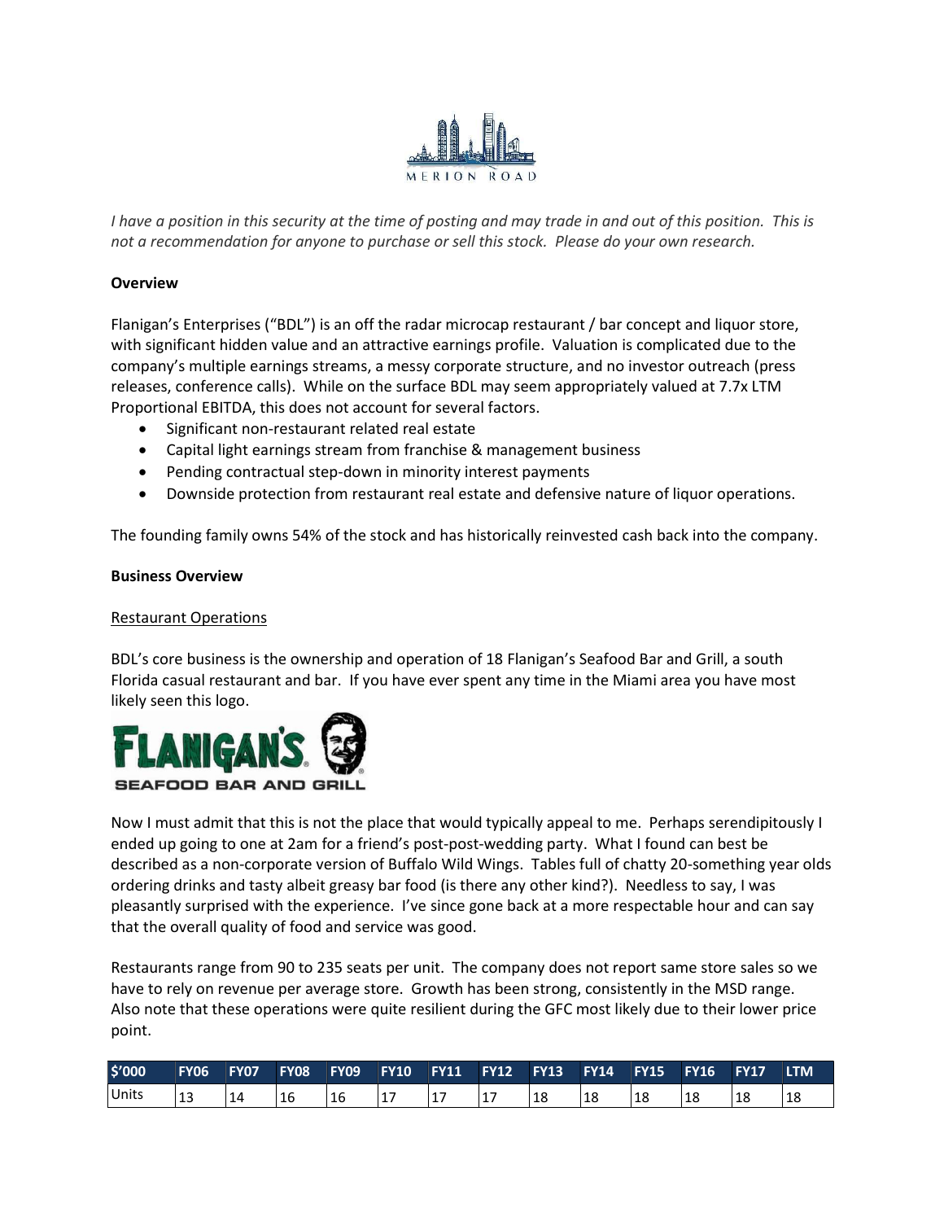*I have a position in this security at the time of posting and may trade in and out of this position. This is not a recommendation for anyone to purchase or sell this stock. Please do your own research.*

**Overview**

Flanigan's Enterprises ("BDL") is an off the radar microcap restaurant / bar concept and liquor store, with significant hidden value and an attractive earnings profile. Valuation is complicated due to the company's multiple earnings streams, a messy corporate structure, and no investor outreach (press releases, conference calls). While on the surface BDL may seem appropriately valued at 7.7x LTM Proportional EBITDA, this does not account for several factors.

- Significant non-restaurant related real estate
- Capital light earnings stream from franchise & management business
- Pending contractual step-down in minority interest payments
- Downside protection from restaurant real estate and defensive nature of liquor operations.

The founding family owns 54% of the stock and has historically reinvested cash back into the company.

**Business Overview**

Restaurant Operations

BDL's core business is the ownership and operation of 18 Flanigan's Seafood Bar and Grill, a south Florida casual restaurant and bar. If you have ever spent any time in the Miami area you have most likely seen this logo.

Now I must admit that this is not the place that would typically appeal to me. Perhaps serendipitously I ended up going to one at 2am for a friend's post-post-wedding party. What I found can best be described as a non-corporate version of Buffalo Wild Wings. Tables full of chatty 20-something year olds ordering drinks and tasty albeit greasy bar food (is there any other kind?). Needless to say, I was pleasantly surprised with the experience. I've since gone back at a more respectable hour and can say that the overall quality of food and service was good.

Restaurants range from 90 to 235 seats per unit. The company does not report same store sales so we have to rely on revenue per average store. Growth has been strong, consistently in the MSD range. Also note that these operations were quite resilient during the GFC most likely due to their lower price point.

| $'000 | FY06 | FY07 | FY08 | FY09 | FY10 | FY11 | FY12 | FY13 | FY14 | FY15 | FY16 | FY17 | LTM |
|---|---|---|---|---|---|---|---|---|---|---|---|---|---|
| Units | 13 | 14 | 16 | 16 | 17 | 17 | 17 | 18 | 18 | 18 | 18 | 18 | 18 |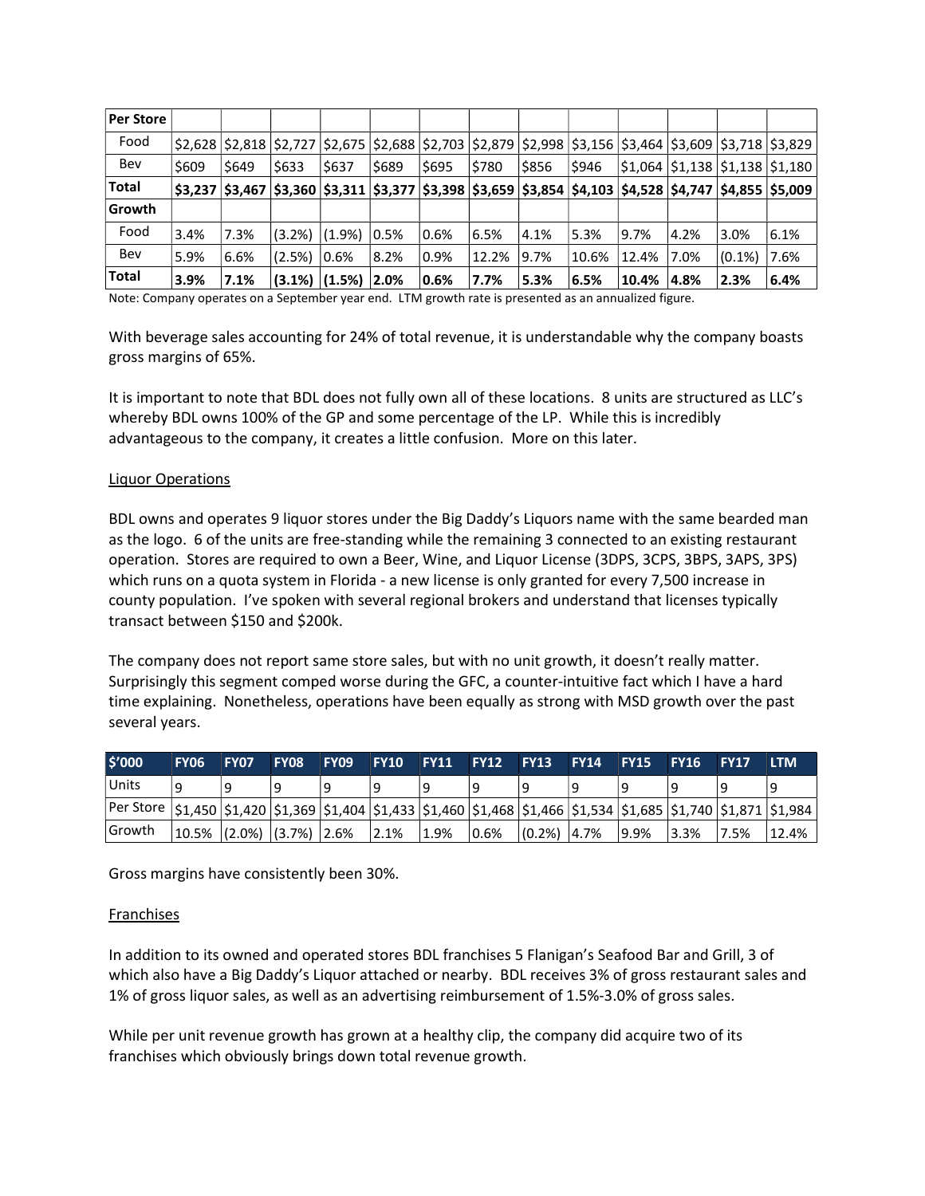| Per Store | | | | | | | | | | | | | |
|---|---|---|---|---|---|---|---|---|---|---|---|---|---|
| Food | $2,628 | $2,818 | $2,727 | $2,675 | $2,688 | $2,703 | $2,879 | $2,998 | $3,156 | $3,464 | $3,609 | $3,718 | $3,829 |
| Bev | $609 | $649 | $633 | $637 | $689 | $695 | $780 | $856 | $946 | $1,064 | $1,138 | $1,138 | $1,180 |
| **Total** | **$3,237** | **$3,467** | **$3,360** | **$3,311** | **$3,377** | **$3,398** | **$3,659** | **$3,854** | **$4,103** | **$4,528** | **$4,747** | **$4,855** | **$5,009** |
| **Growth** | | | | | | | | | | | | | |
| Food | 3.4% | 7.3% | (3.2%) | (1.9%) | 0.5% | 0.6% | 6.5% | 4.1% | 5.3% | 9.7% | 4.2% | 3.0% | 6.1% |
| Bev | 5.9% | 6.6% | (2.5%) | 0.6% | 8.2% | 0.9% | 12.2% | 9.7% | 10.6% | 12.4% | 7.0% | (0.1%) | 7.6% |
| **Total** | **3.9%** | **7.1%** | **(3.1%)** | **(1.5%)** | **2.0%** | **0.6%** | **7.7%** | **5.3%** | **6.5%** | **10.4%** | **4.8%** | **2.3%** | **6.4%** |

Note: Company operates on a September year end. LTM growth rate is presented as an annualized figure.

With beverage sales accounting for 24% of total revenue, it is understandable why the company boasts gross margins of 65%.

It is important to note that BDL does not fully own all of these locations. 8 units are structured as LLC's whereby BDL owns 100% of the GP and some percentage of the LP. While this is incredibly advantageous to the company, it creates a little confusion. More on this later.

## Liquor Operations

BDL owns and operates 9 liquor stores under the Big Daddy's Liquors name with the same bearded man as the logo. 6 of the units are free-standing while the remaining 3 connected to an existing restaurant operation. Stores are required to own a Beer, Wine, and Liquor License (3DPS, 3CPS, 3BPS, 3APS, 3PS) which runs on a quota system in Florida - a new license is only granted for every 7,500 increase in county population. I've spoken with several regional brokers and understand that licenses typically transact between $150 and $200k.

The company does not report same store sales, but with no unit growth, it doesn't really matter. Surprisingly this segment comped worse during the GFC, a counter-intuitive fact which I have a hard time explaining. Nonetheless, operations have been equally as strong with MSD growth over the past several years.

| $'000 | FY06 | FY07 | FY08 | FY09 | FY10 | FY11 | FY12 | FY13 | FY14 | FY15 | FY16 | FY17 | LTM |
|---|---|---|---|---|---|---|---|---|---|---|---|---|---|
| Units | 9 | 9 | 9 | 9 | 9 | 9 | 9 | 9 | 9 | 9 | 9 | 9 | 9 |
| Per Store | $1,450 | $1,420 | $1,369 | $1,404 | $1,433 | $1,460 | $1,468 | $1,466 | $1,534 | $1,685 | $1,740 | $1,871 | $1,984 |
| Growth | 10.5% | (2.0%) | (3.7%) | 2.6% | 2.1% | 1.9% | 0.6% | (0.2%) | 4.7% | 9.9% | 3.3% | 7.5% | 12.4% |

Gross margins have consistently been 30%.

## Franchises

In addition to its owned and operated stores BDL franchises 5 Flanigan's Seafood Bar and Grill, 3 of which also have a Big Daddy's Liquor attached or nearby. BDL receives 3% of gross restaurant sales and 1% of gross liquor sales, as well as an advertising reimbursement of 1.5%-3.0% of gross sales.

While per unit revenue growth has grown at a healthy clip, the company did acquire two of its franchises which obviously brings down total revenue growth.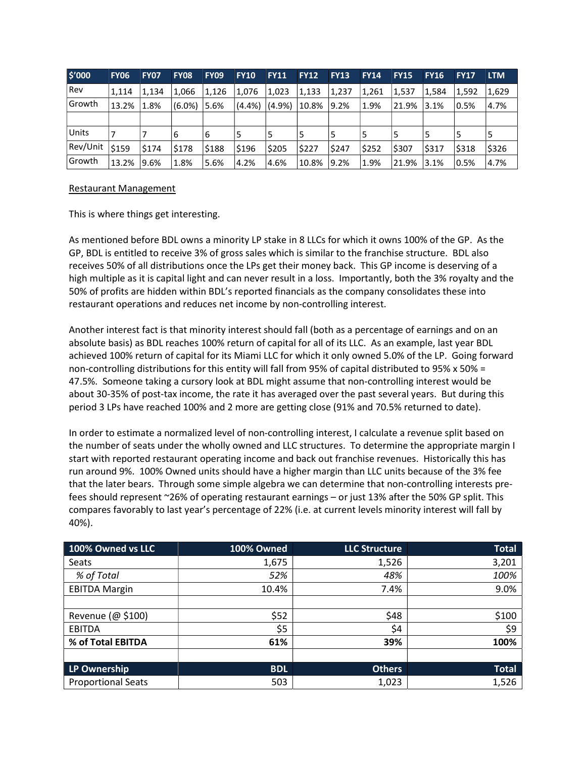| $'000 | FY06 | FY07 | FY08 | FY09 | FY10 | FY11 | FY12 | FY13 | FY14 | FY15 | FY16 | FY17 | LTM |
|---|---|---|---|---|---|---|---|---|---|---|---|---|---|
| Rev | 1,114 | 1,134 | 1,066 | 1,126 | 1,076 | 1,023 | 1,133 | 1,237 | 1,261 | 1,537 | 1,584 | 1,592 | 1,629 |
| Growth | 13.2% | 1.8% | (6.0%) | 5.6% | (4.4%) | (4.9%) | 10.8% | 9.2% | 1.9% | 21.9% | 3.1% | 0.5% | 4.7% |
| | | | | | | | | | | | | | |
| Units | 7 | 7 | 6 | 6 | 5 | 5 | 5 | 5 | 5 | 5 | 5 | 5 | 5 |
| Rev/Unit | $159 | $174 | $178 | $188 | $196 | $205 | $227 | $247 | $252 | $307 | $317 | $318 | $326 |
| Growth | 13.2% | 9.6% | 1.8% | 5.6% | 4.2% | 4.6% | 10.8% | 9.2% | 1.9% | 21.9% | 3.1% | 0.5% | 4.7% |

<u>Restaurant Management</u>

This is where things get interesting.

As mentioned before BDL owns a minority LP stake in 8 LLCs for which it owns 100% of the GP. As the GP, BDL is entitled to receive 3% of gross sales which is similar to the franchise structure. BDL also receives 50% of all distributions once the LPs get their money back. This GP income is deserving of a high multiple as it is capital light and can never result in a loss. Importantly, both the 3% royalty and the 50% of profits are hidden within BDL's reported financials as the company consolidates these into restaurant operations and reduces net income by non-controlling interest.

Another interest fact is that minority interest should fall (both as a percentage of earnings and on an absolute basis) as BDL reaches 100% return of capital for all of its LLC. As an example, last year BDL achieved 100% return of capital for its Miami LLC for which it only owned 5.0% of the LP. Going forward non-controlling distributions for this entity will fall from 95% of capital distributed to 95% x 50% = 47.5%. Someone taking a cursory look at BDL might assume that non-controlling interest would be about 30-35% of post-tax income, the rate it has averaged over the past several years. But during this period 3 LPs have reached 100% and 2 more are getting close (91% and 70.5% returned to date).

In order to estimate a normalized level of non-controlling interest, I calculate a revenue split based on the number of seats under the wholly owned and LLC structures. To determine the appropriate margin I start with reported restaurant operating income and back out franchise revenues. Historically this has run around 9%. 100% Owned units should have a higher margin than LLC units because of the 3% fee that the later bears. Through some simple algebra we can determine that non-controlling interests pre-fees should represent ~26% of operating restaurant earnings – or just 13% after the 50% GP split. This compares favorably to last year's percentage of 22% (i.e. at current levels minority interest will fall by 40%).

| 100% Owned vs LLC | 100% Owned | LLC Structure | Total |
|---|---|---|---|
| Seats | 1,675 | 1,526 | 3,201 |
| *% of Total* | *52%* | *48%* | *100%* |
| EBITDA Margin | 10.4% | 7.4% | 9.0% |
| | | | |
| Revenue (@ $100) | $52 | $48 | $100 |
| EBITDA | $5 | $4 | $9 |
| **% of Total EBITDA** | **61%** | **39%** | **100%** |
| | | | |
| **LP Ownership** | **BDL** | **Others** | **Total** |
| Proportional Seats | 503 | 1,023 | 1,526 |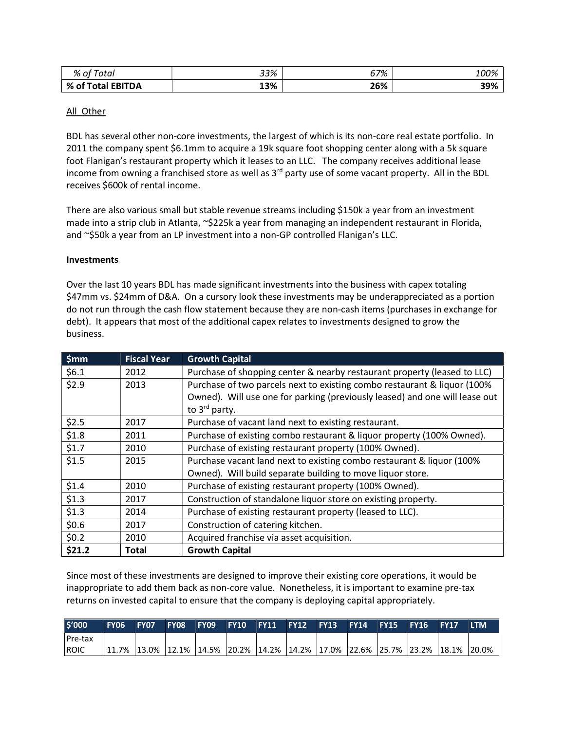| *% of Total* | *33%* | *67%* | *100%* |
|---|---|---|---|
| **% of Total EBITDA** | **13%** | **26%** | **39%** |

All Other

BDL has several other non-core investments, the largest of which is its non-core real estate portfolio. In 2011 the company spent $6.1mm to acquire a 19k square foot shopping center along with a 5k square foot Flanigan's restaurant property which it leases to an LLC. The company receives additional lease income from owning a franchised store as well as 3rd party use of some vacant property. All in the BDL receives $600k of rental income.

There are also various small but stable revenue streams including $150k a year from an investment made into a strip club in Atlanta, ~$225k a year from managing an independent restaurant in Florida, and ~$50k a year from an LP investment into a non-GP controlled Flanigan's LLC.

**Investments**

Over the last 10 years BDL has made significant investments into the business with capex totaling $47mm vs. $24mm of D&A. On a cursory look these investments may be underappreciated as a portion do not run through the cash flow statement because they are non-cash items (purchases in exchange for debt). It appears that most of the additional capex relates to investments designed to grow the business.

| $mm | Fiscal Year | Growth Capital |
|---|---|---|
| $6.1 | 2012 | Purchase of shopping center & nearby restaurant property (leased to LLC) |
| $2.9 | 2013 | Purchase of two parcels next to existing combo restaurant & liquor (100% Owned). Will use one for parking (previously leased) and one will lease out to 3rd party. |
| $2.5 | 2017 | Purchase of vacant land next to existing restaurant. |
| $1.8 | 2011 | Purchase of existing combo restaurant & liquor property (100% Owned). |
| $1.7 | 2010 | Purchase of existing restaurant property (100% Owned). |
| $1.5 | 2015 | Purchase vacant land next to existing combo restaurant & liquor (100% Owned). Will build separate building to move liquor store. |
| $1.4 | 2010 | Purchase of existing restaurant property (100% Owned). |
| $1.3 | 2017 | Construction of standalone liquor store on existing property. |
| $1.3 | 2014 | Purchase of existing restaurant property (leased to LLC). |
| $0.6 | 2017 | Construction of catering kitchen. |
| $0.2 | 2010 | Acquired franchise via asset acquisition. |
| **$21.2** | **Total** | **Growth Capital** |

Since most of these investments are designed to improve their existing core operations, it would be inappropriate to add them back as non-core value. Nonetheless, it is important to examine pre-tax returns on invested capital to ensure that the company is deploying capital appropriately.

| $'000 | FY06 | FY07 | FY08 | FY09 | FY10 | FY11 | FY12 | FY13 | FY14 | FY15 | FY16 | FY17 | LTM |
|---|---|---|---|---|---|---|---|---|---|---|---|---|---|
| Pre-tax ROIC | 11.7% | 13.0% | 12.1% | 14.5% | 20.2% | 14.2% | 14.2% | 17.0% | 22.6% | 25.7% | 23.2% | 18.1% | 20.0% |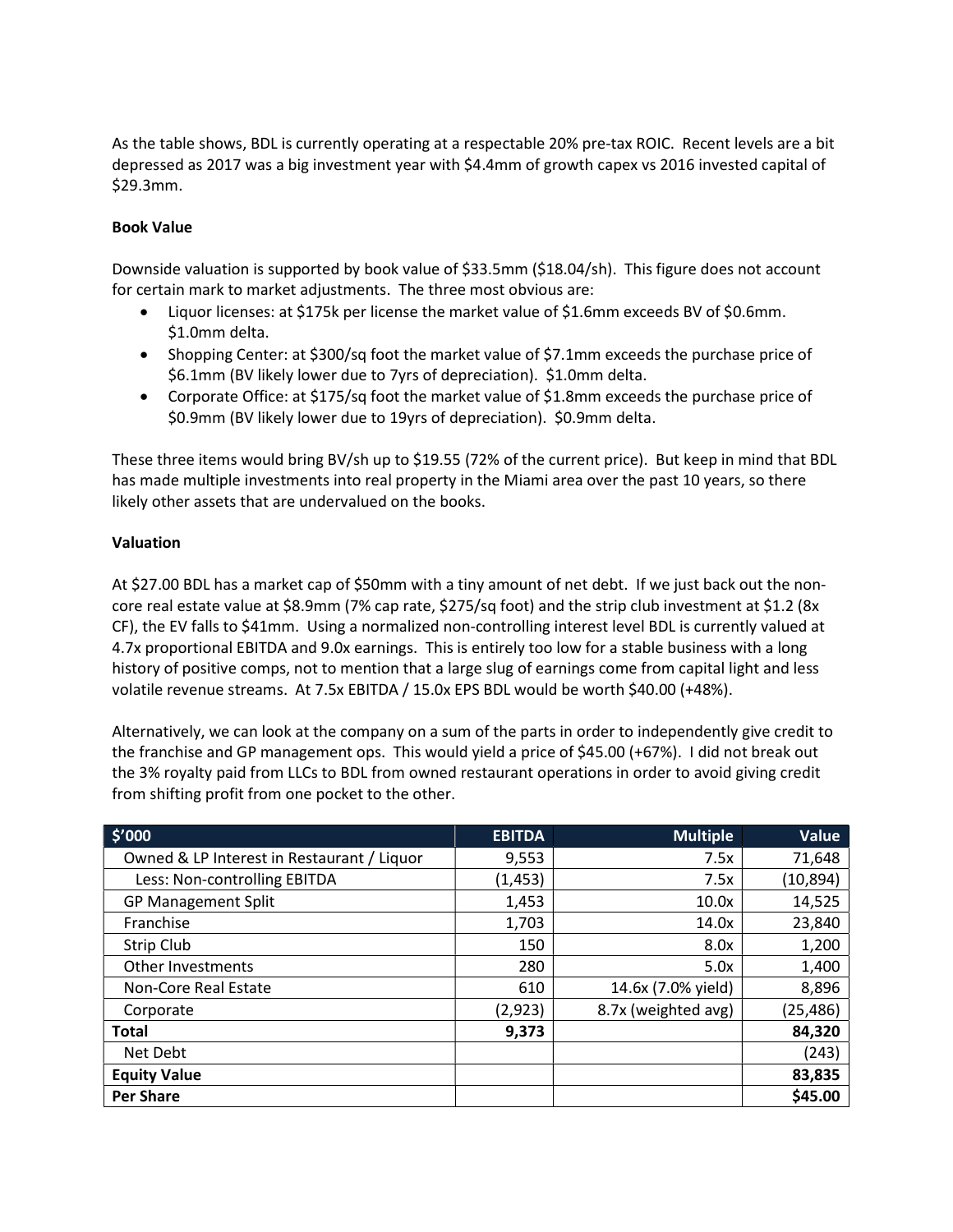As the table shows, BDL is currently operating at a respectable 20% pre-tax ROIC. Recent levels are a bit depressed as 2017 was a big investment year with $4.4mm of growth capex vs 2016 invested capital of $29.3mm.

**Book Value**

Downside valuation is supported by book value of $33.5mm ($18.04/sh). This figure does not account for certain mark to market adjustments. The three most obvious are:

- Liquor licenses: at $175k per license the market value of $1.6mm exceeds BV of $0.6mm. $1.0mm delta.
- Shopping Center: at $300/sq foot the market value of $7.1mm exceeds the purchase price of $6.1mm (BV likely lower due to 7yrs of depreciation). $1.0mm delta.
- Corporate Office: at $175/sq foot the market value of $1.8mm exceeds the purchase price of $0.9mm (BV likely lower due to 19yrs of depreciation). $0.9mm delta.

These three items would bring BV/sh up to $19.55 (72% of the current price). But keep in mind that BDL has made multiple investments into real property in the Miami area over the past 10 years, so there likely other assets that are undervalued on the books.

**Valuation**

At $27.00 BDL has a market cap of $50mm with a tiny amount of net debt. If we just back out the non-core real estate value at $8.9mm (7% cap rate, $275/sq foot) and the strip club investment at $1.2 (8x CF), the EV falls to $41mm. Using a normalized non-controlling interest level BDL is currently valued at 4.7x proportional EBITDA and 9.0x earnings. This is entirely too low for a stable business with a long history of positive comps, not to mention that a large slug of earnings come from capital light and less volatile revenue streams. At 7.5x EBITDA / 15.0x EPS BDL would be worth $40.00 (+48%).

Alternatively, we can look at the company on a sum of the parts in order to independently give credit to the franchise and GP management ops. This would yield a price of $45.00 (+67%). I did not break out the 3% royalty paid from LLCs to BDL from owned restaurant operations in order to avoid giving credit from shifting profit from one pocket to the other.

| $'000 | EBITDA | Multiple | Value |
|---|---|---|---|
| Owned & LP Interest in Restaurant / Liquor | 9,553 | 7.5x | 71,648 |
| Less: Non-controlling EBITDA | (1,453) | 7.5x | (10,894) |
| GP Management Split | 1,453 | 10.0x | 14,525 |
| Franchise | 1,703 | 14.0x | 23,840 |
| Strip Club | 150 | 8.0x | 1,200 |
| Other Investments | 280 | 5.0x | 1,400 |
| Non-Core Real Estate | 610 | 14.6x (7.0% yield) | 8,896 |
| Corporate | (2,923) | 8.7x (weighted avg) | (25,486) |
| **Total** | **9,373** | | **84,320** |
| Net Debt | | | (243) |
| **Equity Value** | | | **83,835** |
| **Per Share** | | | **$45.00** |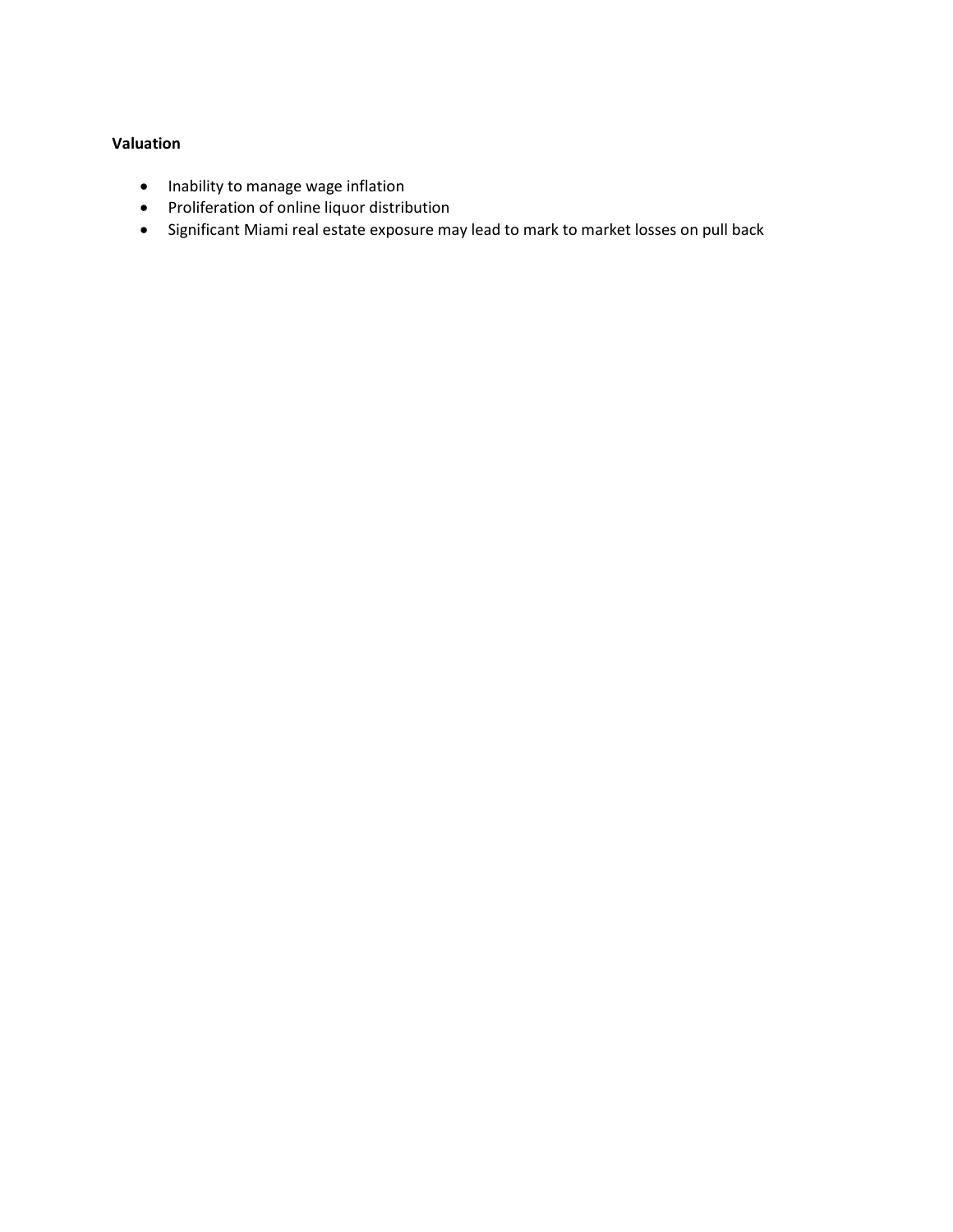**Valuation**

- Inability to manage wage inflation
- Proliferation of online liquor distribution
- Significant Miami real estate exposure may lead to mark to market losses on pull back